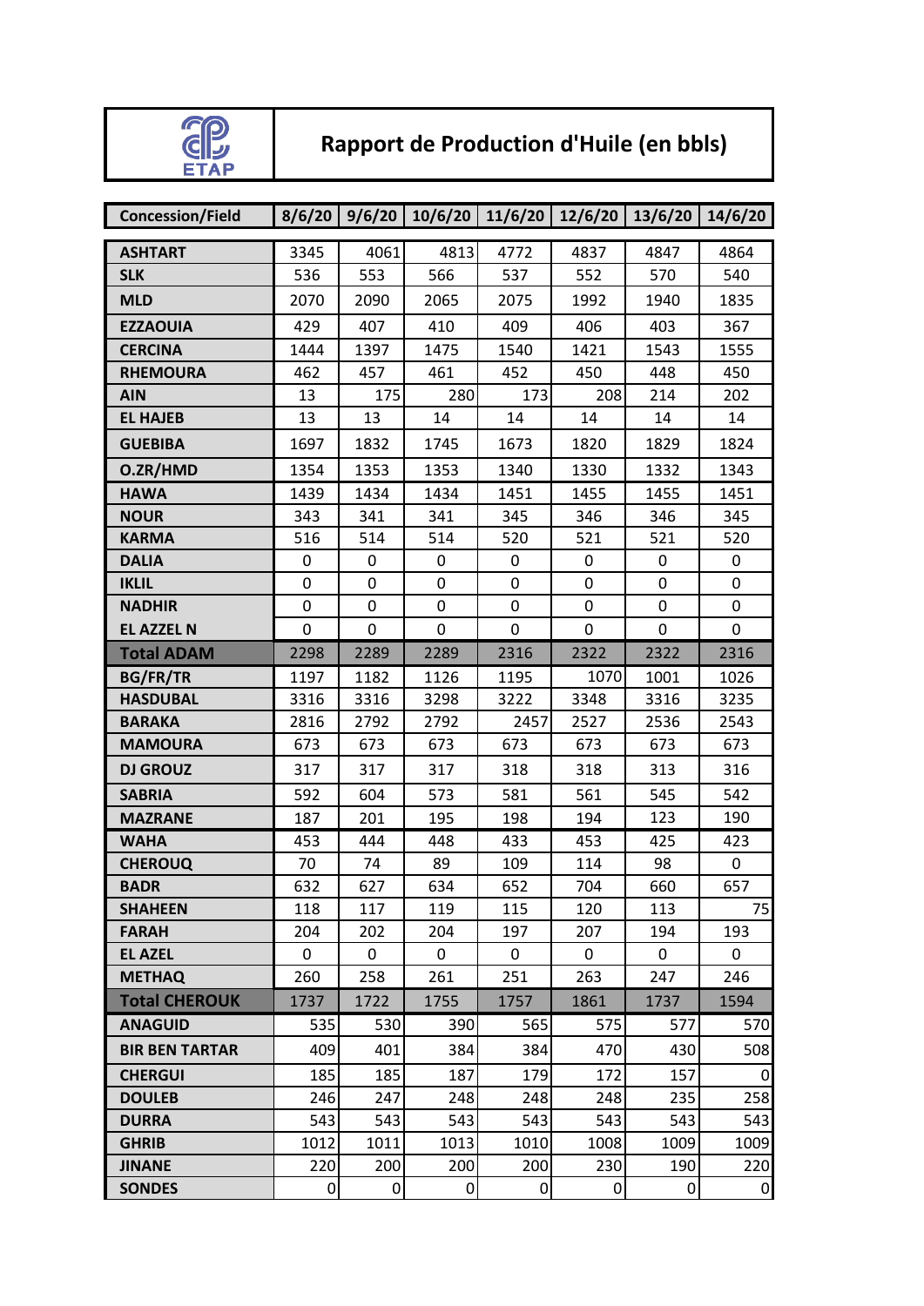# Rapport de Production d'Huile (en bbls)

| Concession/Field | 8/6/20 | 9/6/20 | 10/6/20 | 11/6/20 | 12/6/20 | 13/6/20 | 14/6/20 |
|---|---|---|---|---|---|---|---|
| ASHTART | 3345 | 4061 | 4813 | 4772 | 4837 | 4847 | 4864 |
| SLK | 536 | 553 | 566 | 537 | 552 | 570 | 540 |
| MLD | 2070 | 2090 | 2065 | 2075 | 1992 | 1940 | 1835 |
| EZZAOUIA | 429 | 407 | 410 | 409 | 406 | 403 | 367 |
| CERCINA | 1444 | 1397 | 1475 | 1540 | 1421 | 1543 | 1555 |
| RHEMOURA | 462 | 457 | 461 | 452 | 450 | 448 | 450 |
| AIN | 13 | 175 | 280 | 173 | 208 | 214 | 202 |
| EL HAJEB | 13 | 13 | 14 | 14 | 14 | 14 | 14 |
| GUEBIBA | 1697 | 1832 | 1745 | 1673 | 1820 | 1829 | 1824 |
| O.ZR/HMD | 1354 | 1353 | 1353 | 1340 | 1330 | 1332 | 1343 |
| HAWA | 1439 | 1434 | 1434 | 1451 | 1455 | 1455 | 1451 |
| NOUR | 343 | 341 | 341 | 345 | 346 | 346 | 345 |
| KARMA | 516 | 514 | 514 | 520 | 521 | 521 | 520 |
| DALIA | 0 | 0 | 0 | 0 | 0 | 0 | 0 |
| IKLIL | 0 | 0 | 0 | 0 | 0 | 0 | 0 |
| NADHIR | 0 | 0 | 0 | 0 | 0 | 0 | 0 |
| EL AZZEL N | 0 | 0 | 0 | 0 | 0 | 0 | 0 |
| **Total ADAM** | 2298 | 2289 | 2289 | 2316 | 2322 | 2322 | 2316 |
| BG/FR/TR | 1197 | 1182 | 1126 | 1195 | 1070 | 1001 | 1026 |
| HASDUBAL | 3316 | 3316 | 3298 | 3222 | 3348 | 3316 | 3235 |
| BARAKA | 2816 | 2792 | 2792 | 2457 | 2527 | 2536 | 2543 |
| MAMOURA | 673 | 673 | 673 | 673 | 673 | 673 | 673 |
| DJ GROUZ | 317 | 317 | 317 | 318 | 318 | 313 | 316 |
| SABRIA | 592 | 604 | 573 | 581 | 561 | 545 | 542 |
| MAZRANE | 187 | 201 | 195 | 198 | 194 | 123 | 190 |
| WAHA | 453 | 444 | 448 | 433 | 453 | 425 | 423 |
| CHEROUQ | 70 | 74 | 89 | 109 | 114 | 98 | 0 |
| BADR | 632 | 627 | 634 | 652 | 704 | 660 | 657 |
| SHAHEEN | 118 | 117 | 119 | 115 | 120 | 113 | 75 |
| FARAH | 204 | 202 | 204 | 197 | 207 | 194 | 193 |
| EL AZEL | 0 | 0 | 0 | 0 | 0 | 0 | 0 |
| METHAQ | 260 | 258 | 261 | 251 | 263 | 247 | 246 |
| **Total CHEROUK** | 1737 | 1722 | 1755 | 1757 | 1861 | 1737 | 1594 |
| ANAGUID | 535 | 530 | 390 | 565 | 575 | 577 | 570 |
| BIR BEN TARTAR | 409 | 401 | 384 | 384 | 470 | 430 | 508 |
| CHERGUI | 185 | 185 | 187 | 179 | 172 | 157 | 0 |
| DOULEB | 246 | 247 | 248 | 248 | 248 | 235 | 258 |
| DURRA | 543 | 543 | 543 | 543 | 543 | 543 | 543 |
| GHRIB | 1012 | 1011 | 1013 | 1010 | 1008 | 1009 | 1009 |
| JINANE | 220 | 200 | 200 | 200 | 230 | 190 | 220 |
| SONDES | 0 | 0 | 0 | 0 | 0 | 0 | 0 |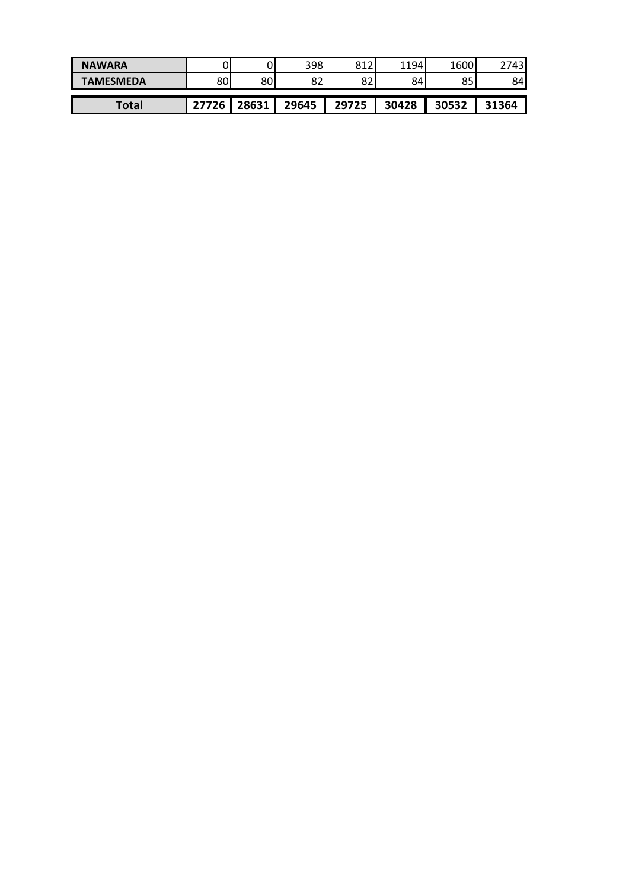| | | | | | | | |
|---|---|---|---|---|---|---|---|
| **NAWARA** | 0 | 0 | 398 | 812 | 1194 | 1600 | 2743 |
| **TAMESMEDA** | 80 | 80 | 82 | 82 | 84 | 85 | 84 |
| **Total** | **27726** | **28631** | **29645** | **29725** | **30428** | **30532** | **31364** |